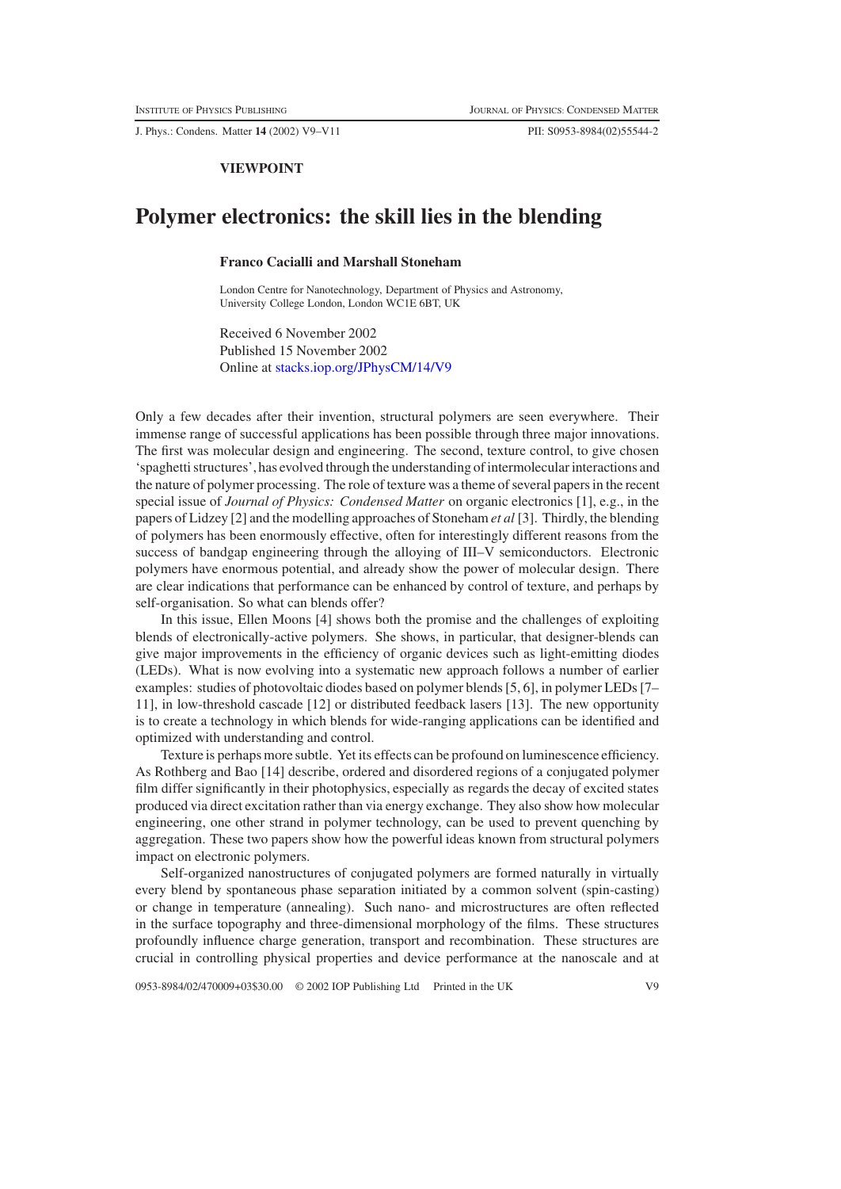VIEWPOINT

# Polymer electronics: the skill lies in the blending

**Franco Cacialli and Marshall Stoneham**

London Centre for Nanotechnology, Department of Physics and Astronomy, University College London, London WC1E 6BT, UK

Received 6 November 2002
Published 15 November 2002
Online at stacks.iop.org/JPhysCM/14/V9

Only a few decades after their invention, structural polymers are seen everywhere. Their immense range of successful applications has been possible through three major innovations. The first was molecular design and engineering. The second, texture control, to give chosen 'spaghetti structures', has evolved through the understanding of intermolecular interactions and the nature of polymer processing. The role of texture was a theme of several papers in the recent special issue of *Journal of Physics: Condensed Matter* on organic electronics [1], e.g., in the papers of Lidzey [2] and the modelling approaches of Stoneham *et al* [3]. Thirdly, the blending of polymers has been enormously effective, often for interestingly different reasons from the success of bandgap engineering through the alloying of III–V semiconductors. Electronic polymers have enormous potential, and already show the power of molecular design. There are clear indications that performance can be enhanced by control of texture, and perhaps by self-organisation. So what can blends offer?

In this issue, Ellen Moons [4] shows both the promise and the challenges of exploiting blends of electronically-active polymers. She shows, in particular, that designer-blends can give major improvements in the efficiency of organic devices such as light-emitting diodes (LEDs). What is now evolving into a systematic new approach follows a number of earlier examples: studies of photovoltaic diodes based on polymer blends [5, 6], in polymer LEDs [7–11], in low-threshold cascade [12] or distributed feedback lasers [13]. The new opportunity is to create a technology in which blends for wide-ranging applications can be identified and optimized with understanding and control.

Texture is perhaps more subtle. Yet its effects can be profound on luminescence efficiency. As Rothberg and Bao [14] describe, ordered and disordered regions of a conjugated polymer film differ significantly in their photophysics, especially as regards the decay of excited states produced via direct excitation rather than via energy exchange. They also show how molecular engineering, one other strand in polymer technology, can be used to prevent quenching by aggregation. These two papers show how the powerful ideas known from structural polymers impact on electronic polymers.

Self-organized nanostructures of conjugated polymers are formed naturally in virtually every blend by spontaneous phase separation initiated by a common solvent (spin-casting) or change in temperature (annealing). Such nano- and microstructures are often reflected in the surface topography and three-dimensional morphology of the films. These structures profoundly influence charge generation, transport and recombination. These structures are crucial in controlling physical properties and device performance at the nanoscale and at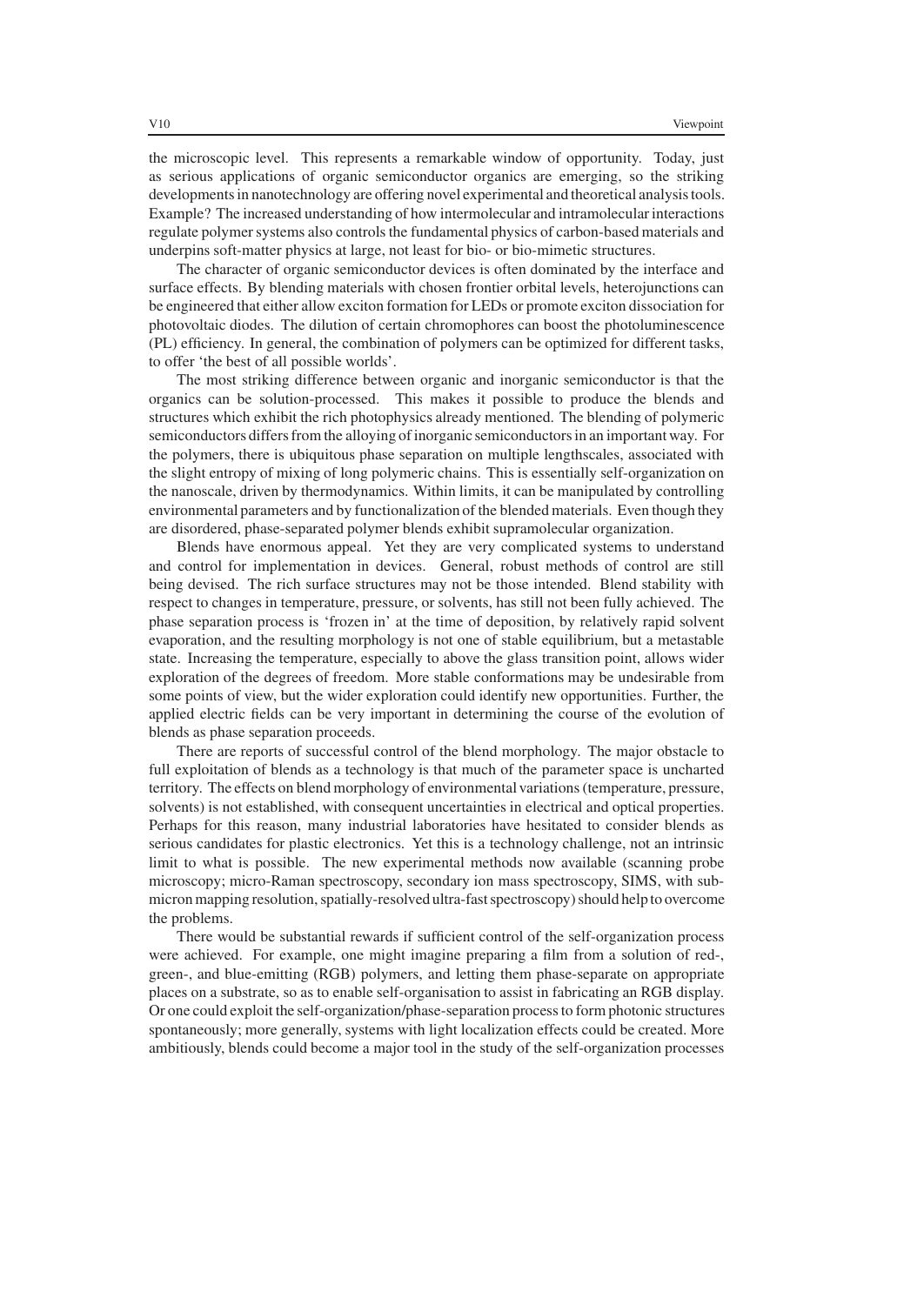the microscopic level. This represents a remarkable window of opportunity. Today, just as serious applications of organic semiconductor organics are emerging, so the striking developments in nanotechnology are offering novel experimental and theoretical analysis tools. Example? The increased understanding of how intermolecular and intramolecular interactions regulate polymer systems also controls the fundamental physics of carbon-based materials and underpins soft-matter physics at large, not least for bio- or bio-mimetic structures.

The character of organic semiconductor devices is often dominated by the interface and surface effects. By blending materials with chosen frontier orbital levels, heterojunctions can be engineered that either allow exciton formation for LEDs or promote exciton dissociation for photovoltaic diodes. The dilution of certain chromophores can boost the photoluminescence (PL) efficiency. In general, the combination of polymers can be optimized for different tasks, to offer 'the best of all possible worlds'.

The most striking difference between organic and inorganic semiconductor is that the organics can be solution-processed. This makes it possible to produce the blends and structures which exhibit the rich photophysics already mentioned. The blending of polymeric semiconductors differs from the alloying of inorganic semiconductors in an important way. For the polymers, there is ubiquitous phase separation on multiple lengthscales, associated with the slight entropy of mixing of long polymeric chains. This is essentially self-organization on the nanoscale, driven by thermodynamics. Within limits, it can be manipulated by controlling environmental parameters and by functionalization of the blended materials. Even though they are disordered, phase-separated polymer blends exhibit supramolecular organization.

Blends have enormous appeal. Yet they are very complicated systems to understand and control for implementation in devices. General, robust methods of control are still being devised. The rich surface structures may not be those intended. Blend stability with respect to changes in temperature, pressure, or solvents, has still not been fully achieved. The phase separation process is 'frozen in' at the time of deposition, by relatively rapid solvent evaporation, and the resulting morphology is not one of stable equilibrium, but a metastable state. Increasing the temperature, especially to above the glass transition point, allows wider exploration of the degrees of freedom. More stable conformations may be undesirable from some points of view, but the wider exploration could identify new opportunities. Further, the applied electric fields can be very important in determining the course of the evolution of blends as phase separation proceeds.

There are reports of successful control of the blend morphology. The major obstacle to full exploitation of blends as a technology is that much of the parameter space is uncharted territory. The effects on blend morphology of environmental variations (temperature, pressure, solvents) is not established, with consequent uncertainties in electrical and optical properties. Perhaps for this reason, many industrial laboratories have hesitated to consider blends as serious candidates for plastic electronics. Yet this is a technology challenge, not an intrinsic limit to what is possible. The new experimental methods now available (scanning probe microscopy; micro-Raman spectroscopy, secondary ion mass spectroscopy, SIMS, with sub-micron mapping resolution, spatially-resolved ultra-fast spectroscopy) should help to overcome the problems.

There would be substantial rewards if sufficient control of the self-organization process were achieved. For example, one might imagine preparing a film from a solution of red-, green-, and blue-emitting (RGB) polymers, and letting them phase-separate on appropriate places on a substrate, so as to enable self-organisation to assist in fabricating an RGB display. Or one could exploit the self-organization/phase-separation process to form photonic structures spontaneously; more generally, systems with light localization effects could be created. More ambitiously, blends could become a major tool in the study of the self-organization processes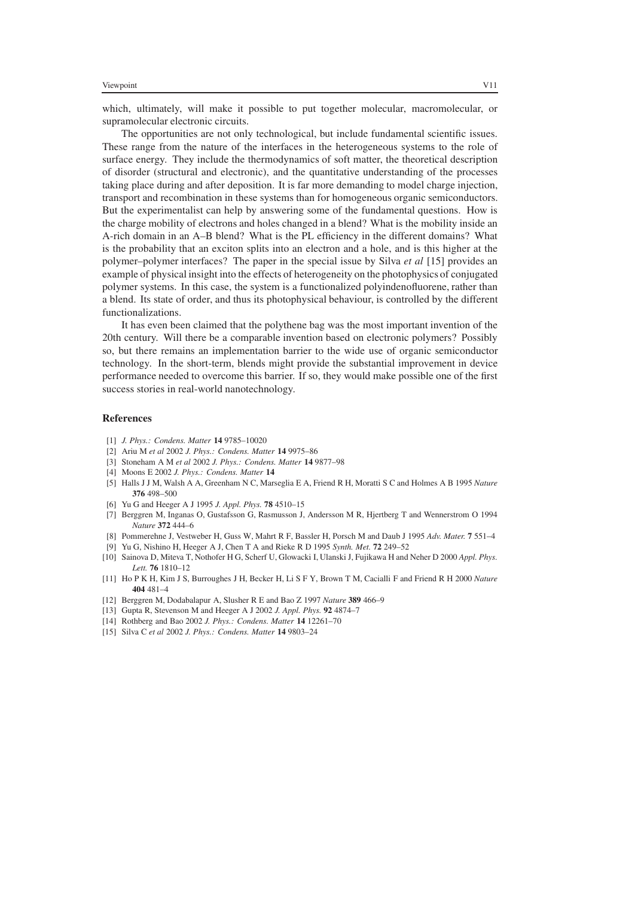which, ultimately, will make it possible to put together molecular, macromolecular, or supramolecular electronic circuits.

The opportunities are not only technological, but include fundamental scientific issues. These range from the nature of the interfaces in the heterogeneous systems to the role of surface energy. They include the thermodynamics of soft matter, the theoretical description of disorder (structural and electronic), and the quantitative understanding of the processes taking place during and after deposition. It is far more demanding to model charge injection, transport and recombination in these systems than for homogeneous organic semiconductors. But the experimentalist can help by answering some of the fundamental questions. How is the charge mobility of electrons and holes changed in a blend? What is the mobility inside an A-rich domain in an A–B blend? What is the PL efficiency in the different domains? What is the probability that an exciton splits into an electron and a hole, and is this higher at the polymer–polymer interfaces? The paper in the special issue by Silva *et al* [15] provides an example of physical insight into the effects of heterogeneity on the photophysics of conjugated polymer systems. In this case, the system is a functionalized polyindenofluorene, rather than a blend. Its state of order, and thus its photophysical behaviour, is controlled by the different functionalizations.

It has even been claimed that the polythene bag was the most important invention of the 20th century. Will there be a comparable invention based on electronic polymers? Possibly so, but there remains an implementation barrier to the wide use of organic semiconductor technology. In the short-term, blends might provide the substantial improvement in device performance needed to overcome this barrier. If so, they would make possible one of the first success stories in real-world nanotechnology.

## References

[1] *J. Phys.: Condens. Matter* **14** 9785–10020

[2] Ariu M *et al* 2002 *J. Phys.: Condens. Matter* **14** 9975–86

[3] Stoneham A M *et al* 2002 *J. Phys.: Condens. Matter* **14** 9877–98

[4] Moons E 2002 *J. Phys.: Condens. Matter* **14**

[5] Halls J J M, Walsh A A, Greenham N C, Marseglia E A, Friend R H, Moratti S C and Holmes A B 1995 *Nature* **376** 498–500

[6] Yu G and Heeger A J 1995 *J. Appl. Phys.* **78** 4510–15

[7] Berggren M, Inganas O, Gustafsson G, Rasmusson J, Andersson M R, Hjertberg T and Wennerstrom O 1994 *Nature* **372** 444–6

[8] Pommerehne J, Vestweber H, Guss W, Mahrt R F, Bassler H, Porsch M and Daub J 1995 *Adv. Mater.* **7** 551–4

[9] Yu G, Nishino H, Heeger A J, Chen T A and Rieke R D 1995 *Synth. Met.* **72** 249–52

[10] Sainova D, Miteva T, Nothofer H G, Scherf U, Glowacki I, Ulanski J, Fujikawa H and Neher D 2000 *Appl. Phys. Lett.* **76** 1810–12

[11] Ho P K H, Kim J S, Burroughes J H, Becker H, Li S F Y, Brown T M, Cacialli F and Friend R H 2000 *Nature* **404** 481–4

[12] Berggren M, Dodabalapur A, Slusher R E and Bao Z 1997 *Nature* **389** 466–9

[13] Gupta R, Stevenson M and Heeger A J 2002 *J. Appl. Phys.* **92** 4874–7

[14] Rothberg and Bao 2002 *J. Phys.: Condens. Matter* **14** 12261–70

[15] Silva C *et al* 2002 *J. Phys.: Condens. Matter* **14** 9803–24